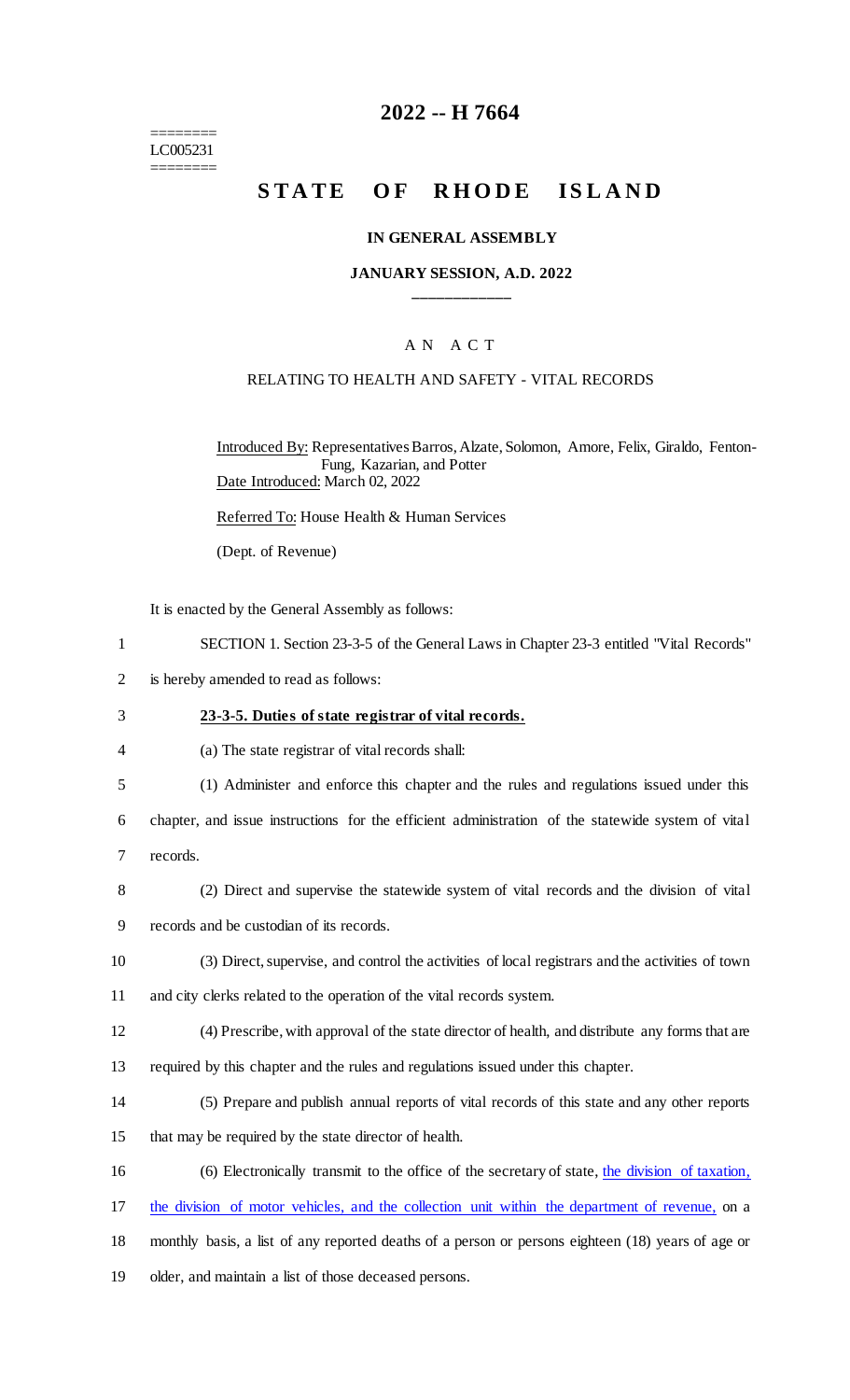========
LC005231
========

# 2022 -- H 7664

# STATE OF RHODE ISLAND

### IN GENERAL ASSEMBLY

### JANUARY SESSION, A.D. 2022

## AN ACT

### RELATING TO HEALTH AND SAFETY - VITAL RECORDS

Introduced By: Representatives Barros, Alzate, Solomon, Amore, Felix, Giraldo, Fenton-Fung, Kazarian, and Potter

Date Introduced: March 02, 2022

Referred To: House Health & Human Services

(Dept. of Revenue)

It is enacted by the General Assembly as follows:

SECTION 1. Section 23-3-5 of the General Laws in Chapter 23-3 entitled "Vital Records" is hereby amended to read as follows:

**23-3-5. Duties of state registrar of vital records.**

(a) The state registrar of vital records shall:

(1) Administer and enforce this chapter and the rules and regulations issued under this chapter, and issue instructions for the efficient administration of the statewide system of vital records.

(2) Direct and supervise the statewide system of vital records and the division of vital records and be custodian of its records.

(3) Direct, supervise, and control the activities of local registrars and the activities of town and city clerks related to the operation of the vital records system.

(4) Prescribe, with approval of the state director of health, and distribute any forms that are required by this chapter and the rules and regulations issued under this chapter.

(5) Prepare and publish annual reports of vital records of this state and any other reports that may be required by the state director of health.

(6) Electronically transmit to the office of the secretary of state, the division of taxation, the division of motor vehicles, and the collection unit within the department of revenue, on a monthly basis, a list of any reported deaths of a person or persons eighteen (18) years of age or older, and maintain a list of those deceased persons.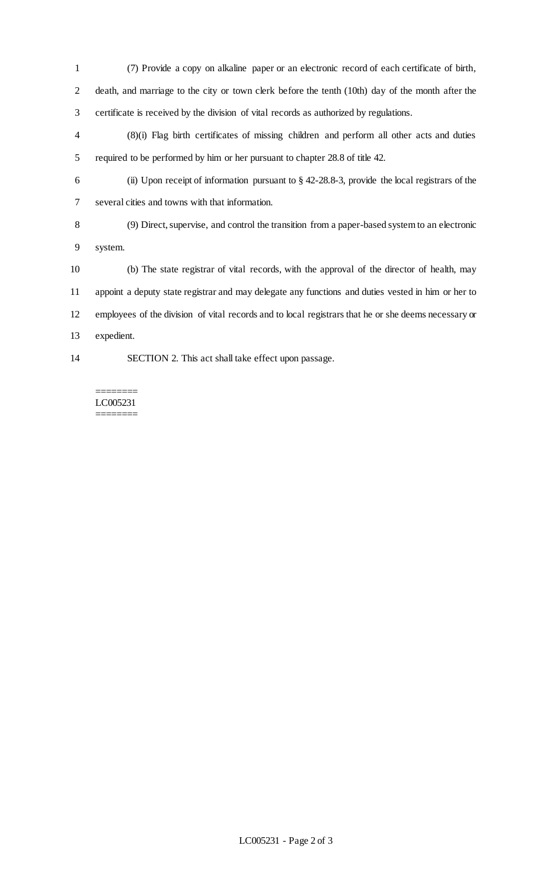(7) Provide a copy on alkaline paper or an electronic record of each certificate of birth, death, and marriage to the city or town clerk before the tenth (10th) day of the month after the certificate is received by the division of vital records as authorized by regulations.

(8)(i) Flag birth certificates of missing children and perform all other acts and duties required to be performed by him or her pursuant to chapter 28.8 of title 42.

(ii) Upon receipt of information pursuant to § 42-28.8-3, provide the local registrars of the several cities and towns with that information.

(9) Direct, supervise, and control the transition from a paper-based system to an electronic system.

(b) The state registrar of vital records, with the approval of the director of health, may appoint a deputy state registrar and may delegate any functions and duties vested in him or her to employees of the division of vital records and to local registrars that he or she deems necessary or expedient.

SECTION 2. This act shall take effect upon passage.

========
LC005231
========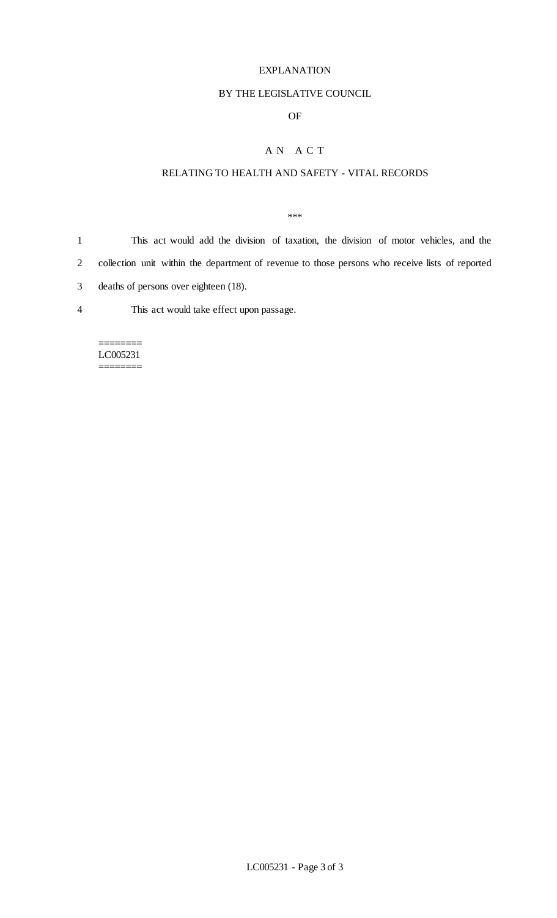EXPLANATION

BY THE LEGISLATIVE COUNCIL

OF

A N A C T

RELATING TO HEALTH AND SAFETY - VITAL RECORDS

***

1 This act would add the division of taxation, the division of motor vehicles, and the
2 collection unit within the department of revenue to those persons who receive lists of reported
3 deaths of persons over eighteen (18).

4 This act would take effect upon passage.

========
LC005231
========